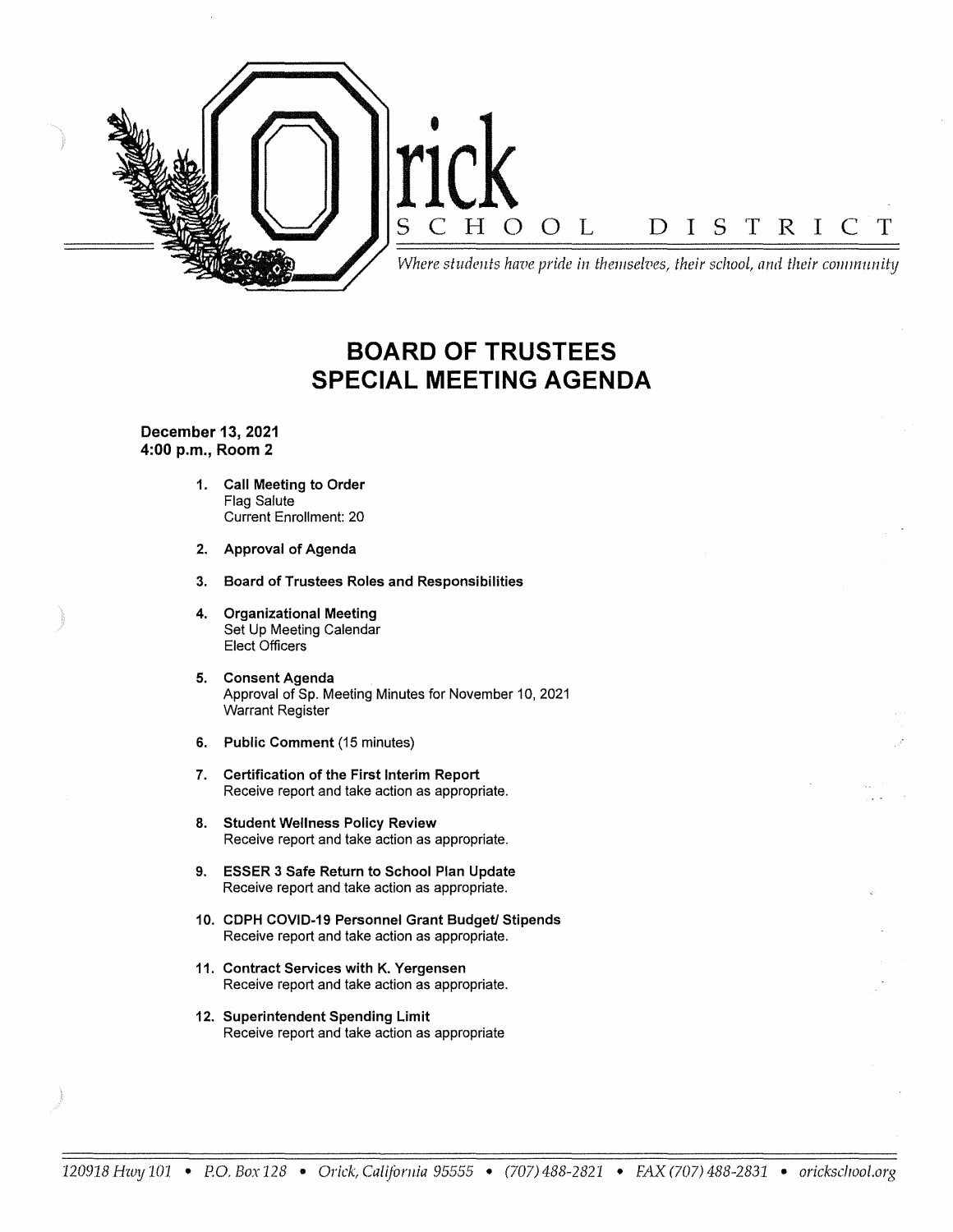# Orick SCHOOL DISTRICT

*Where students have pride in themselves, their school, and their community*

## BOARD OF TRUSTEES
## SPECIAL MEETING AGENDA

**December 13, 2021**
**4:00 p.m., Room 2**

1. **Call Meeting to Order**
   Flag Salute
   Current Enrollment: 20

2. **Approval of Agenda**

3. **Board of Trustees Roles and Responsibilities**

4. **Organizational Meeting**
   Set Up Meeting Calendar
   Elect Officers

5. **Consent Agenda**
   Approval of Sp. Meeting Minutes for November 10, 2021
   Warrant Register

6. **Public Comment** (15 minutes)

7. **Certification of the First Interim Report**
   Receive report and take action as appropriate.

8. **Student Wellness Policy Review**
   Receive report and take action as appropriate.

9. **ESSER 3 Safe Return to School Plan Update**
   Receive report and take action as appropriate.

10. **CDPH COVID-19 Personnel Grant Budget/ Stipends**
    Receive report and take action as appropriate.

11. **Contract Services with K. Yergensen**
    Receive report and take action as appropriate.

12. **Superintendent Spending Limit**
    Receive report and take action as appropriate

120918 Hwy 101 • P.O. Box 128 • Orick, California 95555 • (707) 488-2821 • FAX (707) 488-2831 • orickschool.org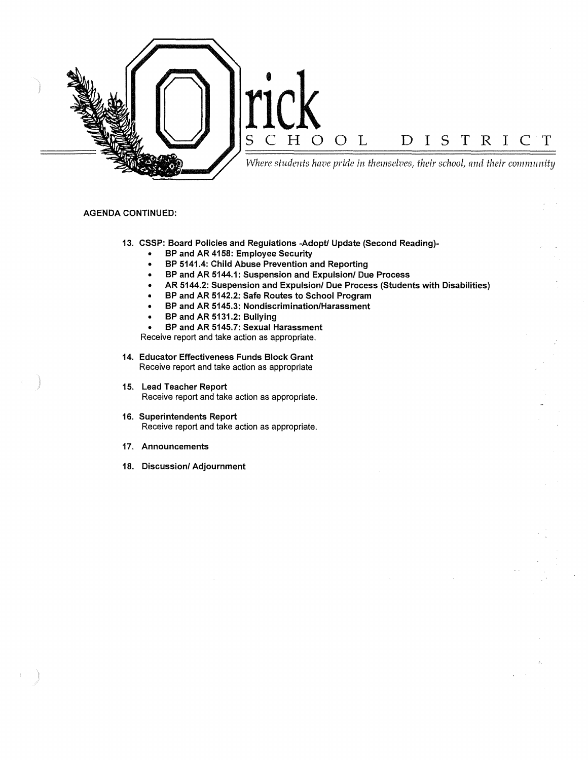# Orick SCHOOL DISTRICT

*Where students have pride in themselves, their school, and their community*

**AGENDA CONTINUED:**

13. **CSSP: Board Policies and Regulations -Adopt/ Update (Second Reading)-**
    - **BP and AR 4158: Employee Security**
    - **BP 5141.4: Child Abuse Prevention and Reporting**
    - **BP and AR 5144.1: Suspension and Expulsion/ Due Process**
    - **AR 5144.2: Suspension and Expulsion/ Due Process (Students with Disabilities)**
    - **BP and AR 5142.2: Safe Routes to School Program**
    - **BP and AR 5145.3: Nondiscrimination/Harassment**
    - **BP and AR 5131.2: Bullying**
    - **BP and AR 5145.7: Sexual Harassment**

    Receive report and take action as appropriate.

14. **Educator Effectiveness Funds Block Grant**
    Receive report and take action as appropriate

15. **Lead Teacher Report**
    Receive report and take action as appropriate.

16. **Superintendents Report**
    Receive report and take action as appropriate.

17. **Announcements**

18. **Discussion/ Adjournment**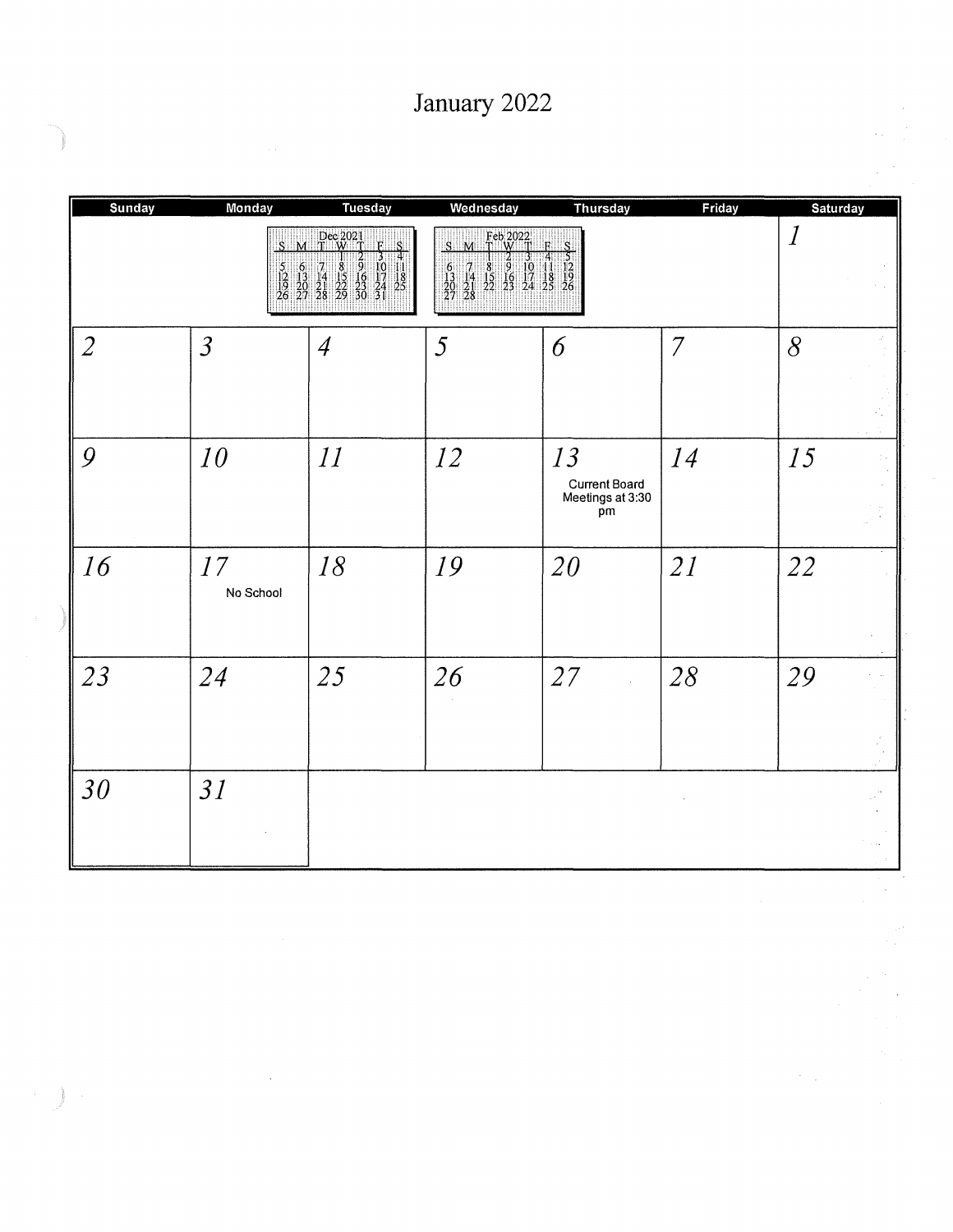# January 2022

| Sunday | Monday | Tuesday | Wednesday | Thursday | Friday | Saturday |
|---|---|---|---|---|---|---|
| | | | | | | 1 |
| 2 | 3 | 4 | 5 | 6 | 7 | 8 |
| 9 | 10 | 11 | 12 | 13 Current Board Meetings at 3:30 pm | 14 | 15 |
| 16 | 17 No School | 18 | 19 | 20 | 21 | 22 |
| 23 | 24 | 25 | 26 | 27 | 28 | 29 |
| 30 | 31 | | | | | |

**Dec 2021**

| S | M | T | W | T | F | S |
|---|---|---|---|---|---|---|
| | | | 1 | 2 | 3 | 4 |
| 5 | 6 | 7 | 8 | 9 | 10 | 11 |
| 12 | 13 | 14 | 15 | 16 | 17 | 18 |
| 19 | 20 | 21 | 22 | 23 | 24 | 25 |
| 26 | 27 | 28 | 29 | 30 | 31 | |

**Feb 2022**

| S | M | T | W | T | F | S |
|---|---|---|---|---|---|---|
| | | 1 | 2 | 3 | 4 | 5 |
| 6 | 7 | 8 | 9 | 10 | 11 | 12 |
| 13 | 14 | 15 | 16 | 17 | 18 | 19 |
| 20 | 21 | 22 | 23 | 24 | 25 | 26 |
| 27 | 28 | | | | | |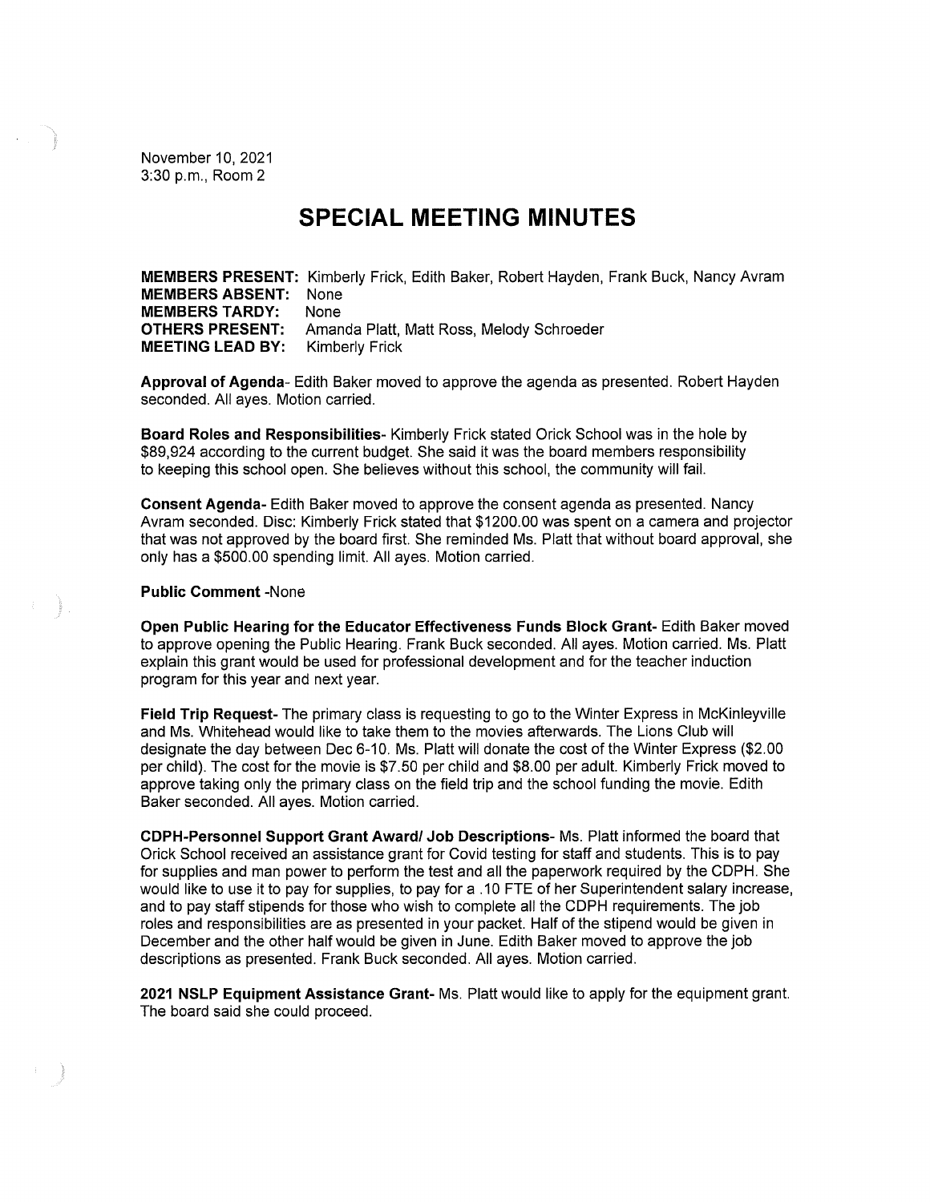November 10, 2021
3:30 p.m., Room 2

# SPECIAL MEETING MINUTES

**MEMBERS PRESENT:** Kimberly Frick, Edith Baker, Robert Hayden, Frank Buck, Nancy Avram
**MEMBERS ABSENT:** None
**MEMBERS TARDY:** None
**OTHERS PRESENT:** Amanda Platt, Matt Ross, Melody Schroeder
**MEETING LEAD BY:** Kimberly Frick

**Approval of Agenda**- Edith Baker moved to approve the agenda as presented. Robert Hayden seconded. All ayes. Motion carried.

**Board Roles and Responsibilities**- Kimberly Frick stated Orick School was in the hole by $89,924 according to the current budget. She said it was the board members responsibility to keeping this school open. She believes without this school, the community will fail.

**Consent Agenda**- Edith Baker moved to approve the consent agenda as presented. Nancy Avram seconded. Disc: Kimberly Frick stated that $1200.00 was spent on a camera and projector that was not approved by the board first. She reminded Ms. Platt that without board approval, she only has a $500.00 spending limit. All ayes. Motion carried.

**Public Comment** -None

**Open Public Hearing for the Educator Effectiveness Funds Block Grant**- Edith Baker moved to approve opening the Public Hearing. Frank Buck seconded. All ayes. Motion carried. Ms. Platt explain this grant would be used for professional development and for the teacher induction program for this year and next year.

**Field Trip Request**- The primary class is requesting to go to the Winter Express in McKinleyville and Ms. Whitehead would like to take them to the movies afterwards. The Lions Club will designate the day between Dec 6-10. Ms. Platt will donate the cost of the Winter Express ($2.00 per child). The cost for the movie is $7.50 per child and $8.00 per adult. Kimberly Frick moved to approve taking only the primary class on the field trip and the school funding the movie. Edith Baker seconded. All ayes. Motion carried.

**CDPH-Personnel Support Grant Award/ Job Descriptions**- Ms. Platt informed the board that Orick School received an assistance grant for Covid testing for staff and students. This is to pay for supplies and man power to perform the test and all the paperwork required by the CDPH. She would like to use it to pay for supplies, to pay for a .10 FTE of her Superintendent salary increase, and to pay staff stipends for those who wish to complete all the CDPH requirements. The job roles and responsibilities are as presented in your packet. Half of the stipend would be given in December and the other half would be given in June. Edith Baker moved to approve the job descriptions as presented. Frank Buck seconded. All ayes. Motion carried.

**2021 NSLP Equipment Assistance Grant**- Ms. Platt would like to apply for the equipment grant. The board said she could proceed.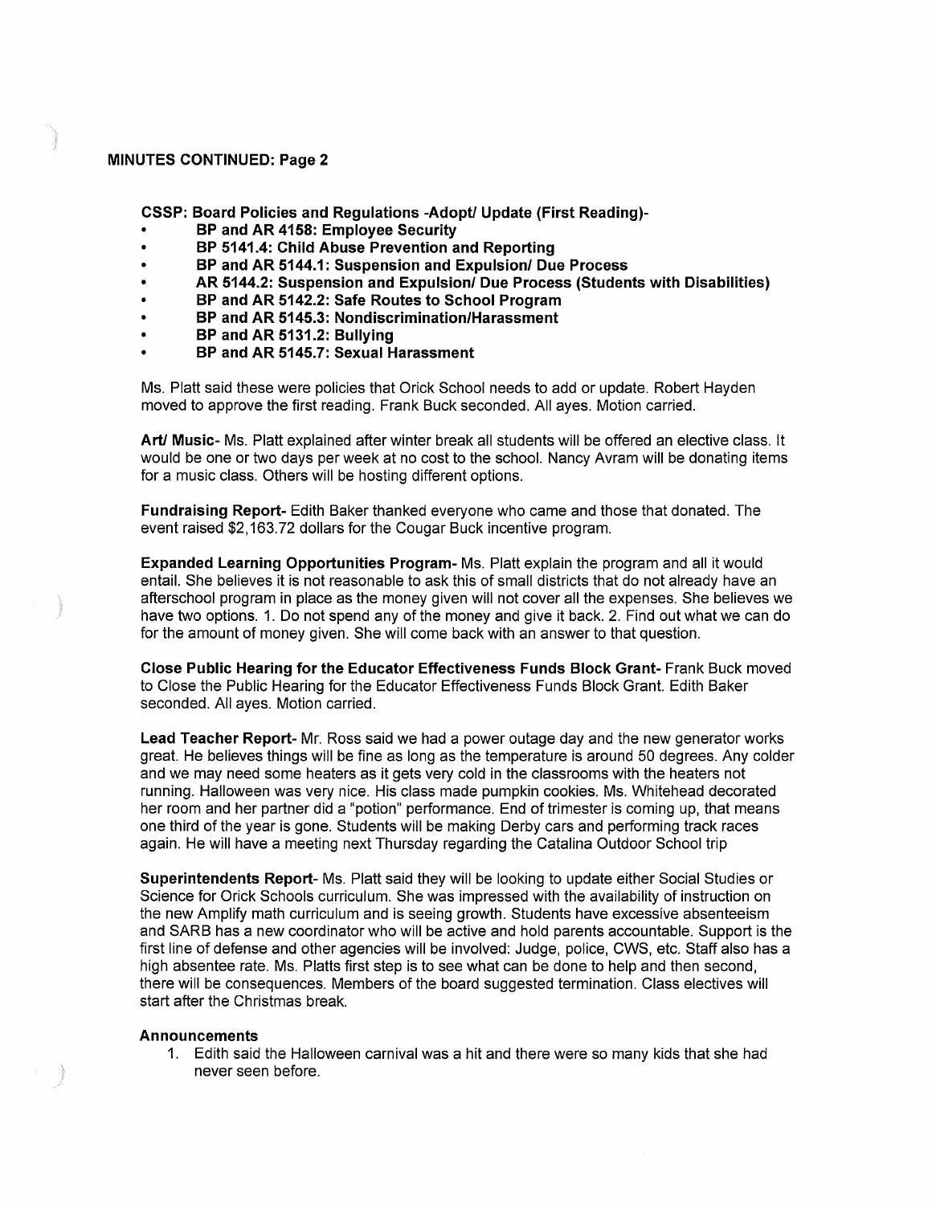**MINUTES CONTINUED: Page 2**

**CSSP: Board Policies and Regulations -Adopt/ Update (First Reading)-**

- **BP and AR 4158: Employee Security**
- **BP 5141.4: Child Abuse Prevention and Reporting**
- **BP and AR 5144.1: Suspension and Expulsion/ Due Process**
- **AR 5144.2: Suspension and Expulsion/ Due Process (Students with Disabilities)**
- **BP and AR 5142.2: Safe Routes to School Program**
- **BP and AR 5145.3: Nondiscrimination/Harassment**
- **BP and AR 5131.2: Bullying**
- **BP and AR 5145.7: Sexual Harassment**

Ms. Platt said these were policies that Orick School needs to add or update. Robert Hayden moved to approve the first reading. Frank Buck seconded. All ayes. Motion carried.

**Art/ Music**- Ms. Platt explained after winter break all students will be offered an elective class. It would be one or two days per week at no cost to the school. Nancy Avram will be donating items for a music class. Others will be hosting different options.

**Fundraising Report**- Edith Baker thanked everyone who came and those that donated. The event raised $2,163.72 dollars for the Cougar Buck incentive program.

**Expanded Learning Opportunities Program**- Ms. Platt explain the program and all it would entail. She believes it is not reasonable to ask this of small districts that do not already have an afterschool program in place as the money given will not cover all the expenses. She believes we have two options. 1. Do not spend any of the money and give it back. 2. Find out what we can do for the amount of money given. She will come back with an answer to that question.

**Close Public Hearing for the Educator Effectiveness Funds Block Grant**- Frank Buck moved to Close the Public Hearing for the Educator Effectiveness Funds Block Grant. Edith Baker seconded. All ayes. Motion carried.

**Lead Teacher Report**- Mr. Ross said we had a power outage day and the new generator works great. He believes things will be fine as long as the temperature is around 50 degrees. Any colder and we may need some heaters as it gets very cold in the classrooms with the heaters not running. Halloween was very nice. His class made pumpkin cookies. Ms. Whitehead decorated her room and her partner did a "potion" performance. End of trimester is coming up, that means one third of the year is gone. Students will be making Derby cars and performing track races again. He will have a meeting next Thursday regarding the Catalina Outdoor School trip

**Superintendents Report**- Ms. Platt said they will be looking to update either Social Studies or Science for Orick Schools curriculum. She was impressed with the availability of instruction on the new Amplify math curriculum and is seeing growth. Students have excessive absenteeism and SARB has a new coordinator who will be active and hold parents accountable. Support is the first line of defense and other agencies will be involved: Judge, police, CWS, etc. Staff also has a high absentee rate. Ms. Platts first step is to see what can be done to help and then second, there will be consequences. Members of the board suggested termination. Class electives will start after the Christmas break.

**Announcements**

1. Edith said the Halloween carnival was a hit and there were so many kids that she had never seen before.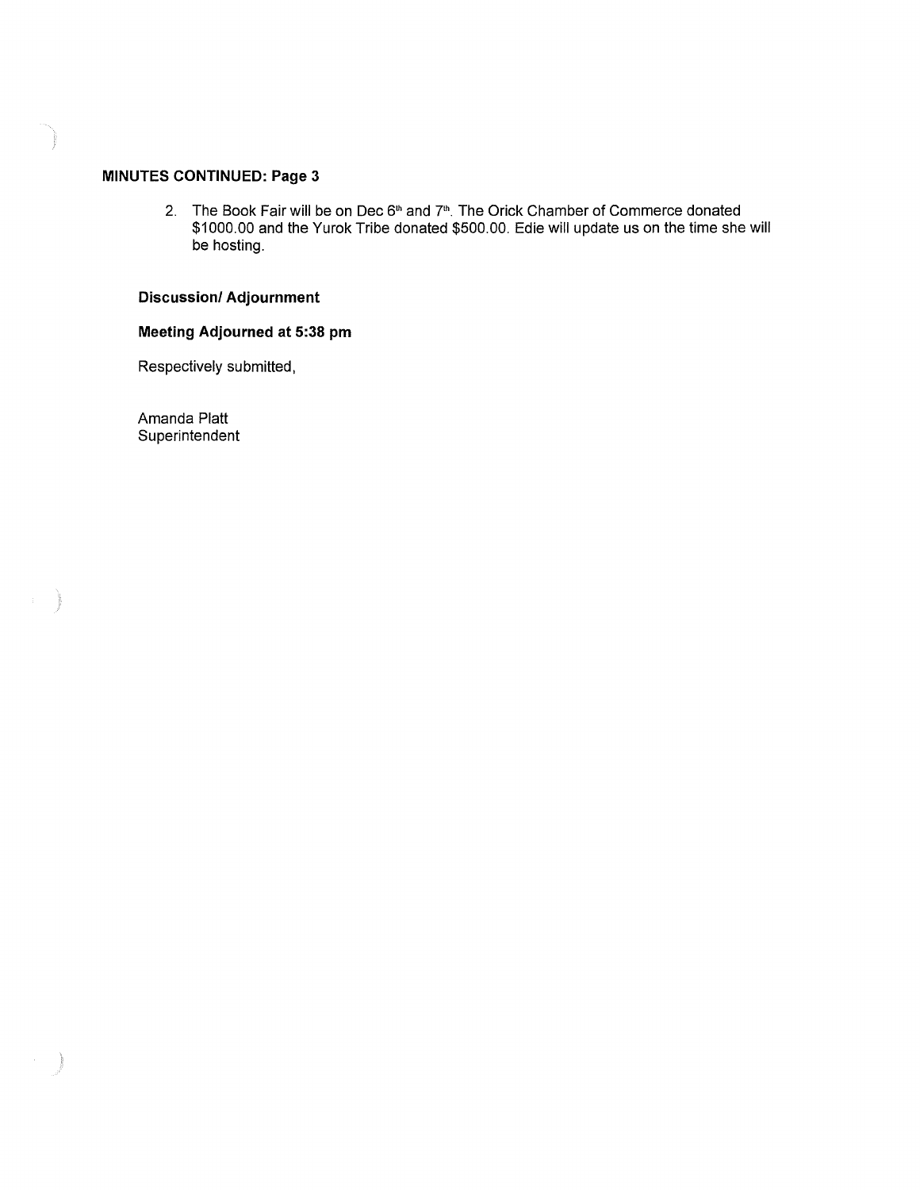**MINUTES CONTINUED: Page 3**

2. The Book Fair will be on Dec 6th and 7th. The Orick Chamber of Commerce donated $1000.00 and the Yurok Tribe donated $500.00. Edie will update us on the time she will be hosting.

**Discussion/ Adjournment**

**Meeting Adjourned at 5:38 pm**

Respectively submitted,

Amanda Platt
Superintendent